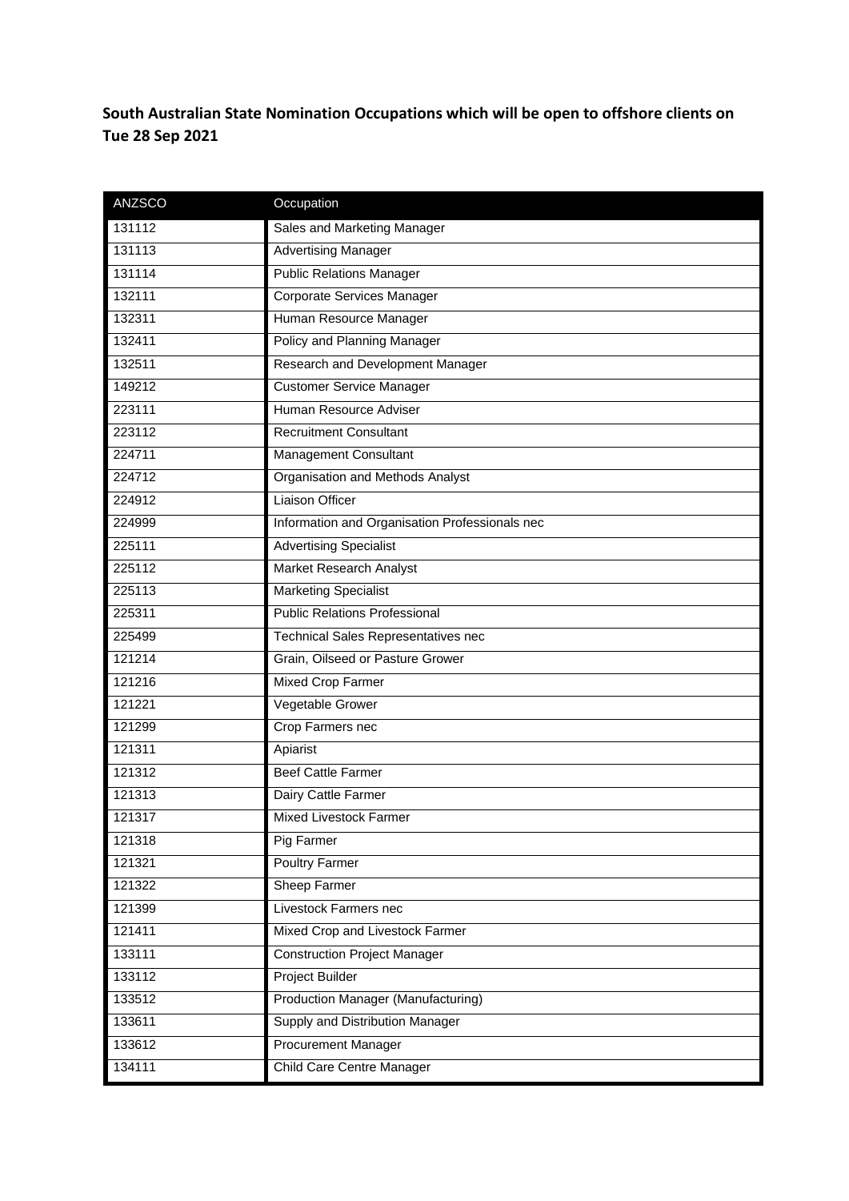**South Australian State Nomination Occupations which will be open to offshore clients on Tue 28 Sep 2021**

| ANZSCO | Occupation |
|---|---|
| 131112 | Sales and Marketing Manager |
| 131113 | Advertising Manager |
| 131114 | Public Relations Manager |
| 132111 | Corporate Services Manager |
| 132311 | Human Resource Manager |
| 132411 | Policy and Planning Manager |
| 132511 | Research and Development Manager |
| 149212 | Customer Service Manager |
| 223111 | Human Resource Adviser |
| 223112 | Recruitment Consultant |
| 224711 | Management Consultant |
| 224712 | Organisation and Methods Analyst |
| 224912 | Liaison Officer |
| 224999 | Information and Organisation Professionals nec |
| 225111 | Advertising Specialist |
| 225112 | Market Research Analyst |
| 225113 | Marketing Specialist |
| 225311 | Public Relations Professional |
| 225499 | Technical Sales Representatives nec |
| 121214 | Grain, Oilseed or Pasture Grower |
| 121216 | Mixed Crop Farmer |
| 121221 | Vegetable Grower |
| 121299 | Crop Farmers nec |
| 121311 | Apiarist |
| 121312 | Beef Cattle Farmer |
| 121313 | Dairy Cattle Farmer |
| 121317 | Mixed Livestock Farmer |
| 121318 | Pig Farmer |
| 121321 | Poultry Farmer |
| 121322 | Sheep Farmer |
| 121399 | Livestock Farmers nec |
| 121411 | Mixed Crop and Livestock Farmer |
| 133111 | Construction Project Manager |
| 133112 | Project Builder |
| 133512 | Production Manager (Manufacturing) |
| 133611 | Supply and Distribution Manager |
| 133612 | Procurement Manager |
| 134111 | Child Care Centre Manager |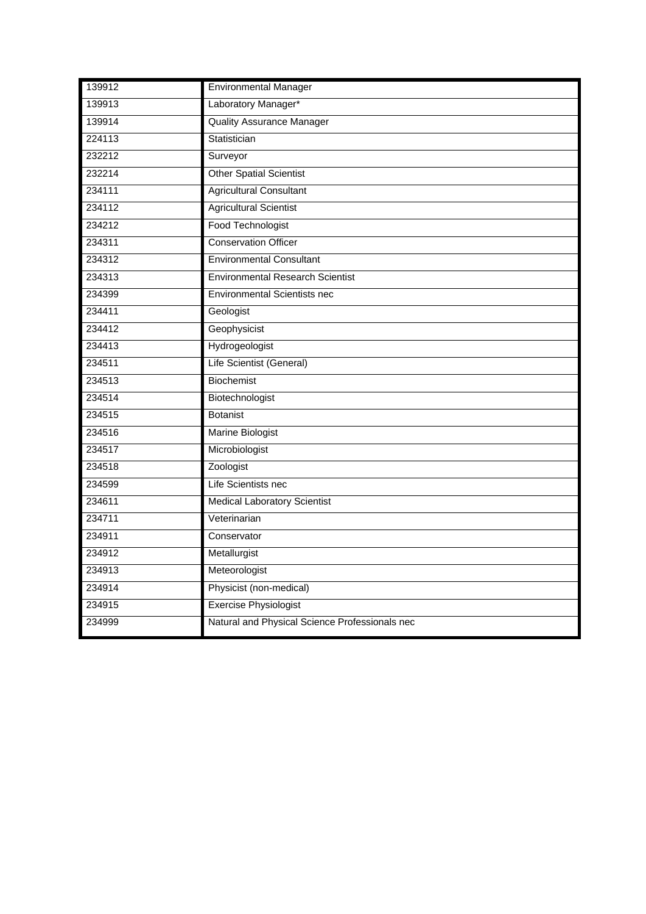| | |
|---|---|
| 139912 | Environmental Manager |
| 139913 | Laboratory Manager* |
| 139914 | Quality Assurance Manager |
| 224113 | Statistician |
| 232212 | Surveyor |
| 232214 | Other Spatial Scientist |
| 234111 | Agricultural Consultant |
| 234112 | Agricultural Scientist |
| 234212 | Food Technologist |
| 234311 | Conservation Officer |
| 234312 | Environmental Consultant |
| 234313 | Environmental Research Scientist |
| 234399 | Environmental Scientists nec |
| 234411 | Geologist |
| 234412 | Geophysicist |
| 234413 | Hydrogeologist |
| 234511 | Life Scientist (General) |
| 234513 | Biochemist |
| 234514 | Biotechnologist |
| 234515 | Botanist |
| 234516 | Marine Biologist |
| 234517 | Microbiologist |
| 234518 | Zoologist |
| 234599 | Life Scientists nec |
| 234611 | Medical Laboratory Scientist |
| 234711 | Veterinarian |
| 234911 | Conservator |
| 234912 | Metallurgist |
| 234913 | Meteorologist |
| 234914 | Physicist (non-medical) |
| 234915 | Exercise Physiologist |
| 234999 | Natural and Physical Science Professionals nec |